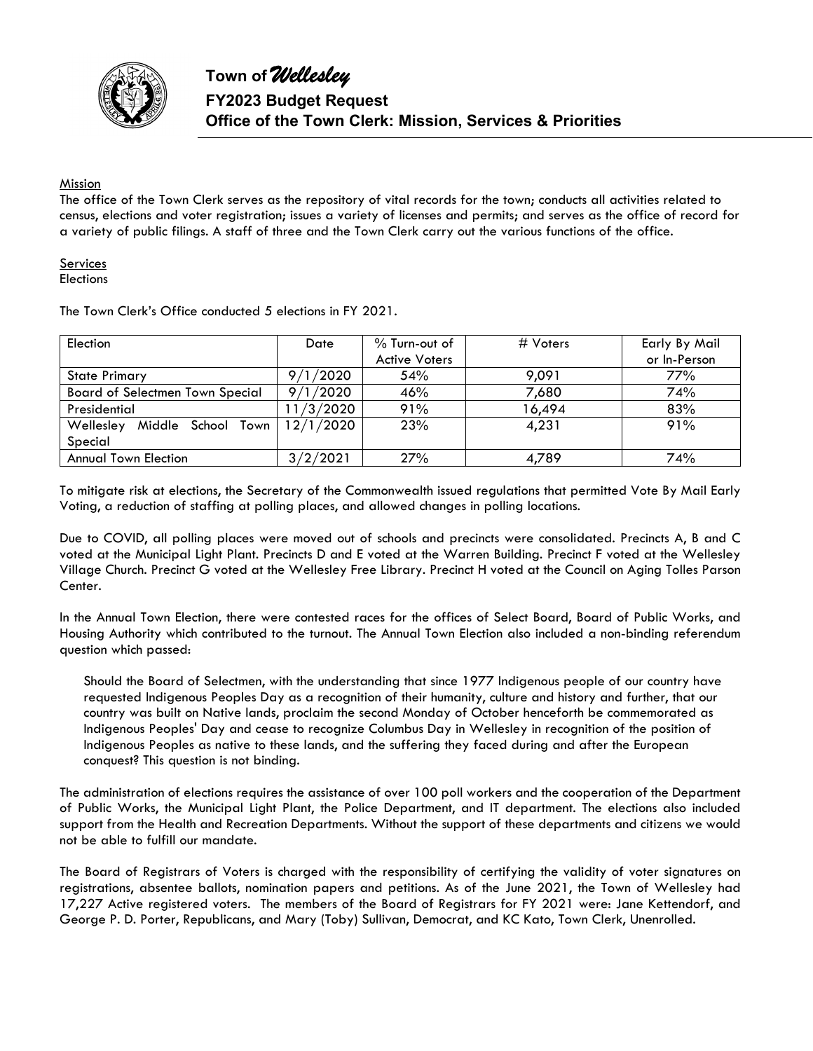# Town of *Wellesley*

## FY2023 Budget Request

## Office of the Town Clerk: Mission, Services & Priorities

Mission

The office of the Town Clerk serves as the repository of vital records for the town; conducts all activities related to census, elections and voter registration; issues a variety of licenses and permits; and serves as the office of record for a variety of public filings. A staff of three and the Town Clerk carry out the various functions of the office.

Services

Elections

The Town Clerk's Office conducted 5 elections in FY 2021.

| Election | Date | % Turn-out of Active Voters | # Voters | Early By Mail or In-Person |
|---|---|---|---|---|
| State Primary | 9/1/2020 | 54% | 9,091 | 77% |
| Board of Selectmen Town Special | 9/1/2020 | 46% | 7,680 | 74% |
| Presidential | 11/3/2020 | 91% | 16,494 | 83% |
| Wellesley Middle School Town Special | 12/1/2020 | 23% | 4,231 | 91% |
| Annual Town Election | 3/2/2021 | 27% | 4,789 | 74% |

To mitigate risk at elections, the Secretary of the Commonwealth issued regulations that permitted Vote By Mail Early Voting, a reduction of staffing at polling places, and allowed changes in polling locations.

Due to COVID, all polling places were moved out of schools and precincts were consolidated. Precincts A, B and C voted at the Municipal Light Plant. Precincts D and E voted at the Warren Building. Precinct F voted at the Wellesley Village Church. Precinct G voted at the Wellesley Free Library. Precinct H voted at the Council on Aging Tolles Parson Center.

In the Annual Town Election, there were contested races for the offices of Select Board, Board of Public Works, and Housing Authority which contributed to the turnout. The Annual Town Election also included a non-binding referendum question which passed:

> Should the Board of Selectmen, with the understanding that since 1977 Indigenous people of our country have requested Indigenous Peoples Day as a recognition of their humanity, culture and history and further, that our country was built on Native lands, proclaim the second Monday of October henceforth be commemorated as Indigenous Peoples' Day and cease to recognize Columbus Day in Wellesley in recognition of the position of Indigenous Peoples as native to these lands, and the suffering they faced during and after the European conquest? This question is not binding.

The administration of elections requires the assistance of over 100 poll workers and the cooperation of the Department of Public Works, the Municipal Light Plant, the Police Department, and IT department. The elections also included support from the Health and Recreation Departments. Without the support of these departments and citizens we would not be able to fulfill our mandate.

The Board of Registrars of Voters is charged with the responsibility of certifying the validity of voter signatures on registrations, absentee ballots, nomination papers and petitions. As of the June 2021, the Town of Wellesley had 17,227 Active registered voters. The members of the Board of Registrars for FY 2021 were: Jane Kettendorf, and George P. D. Porter, Republicans, and Mary (Toby) Sullivan, Democrat, and KC Kato, Town Clerk, Unenrolled.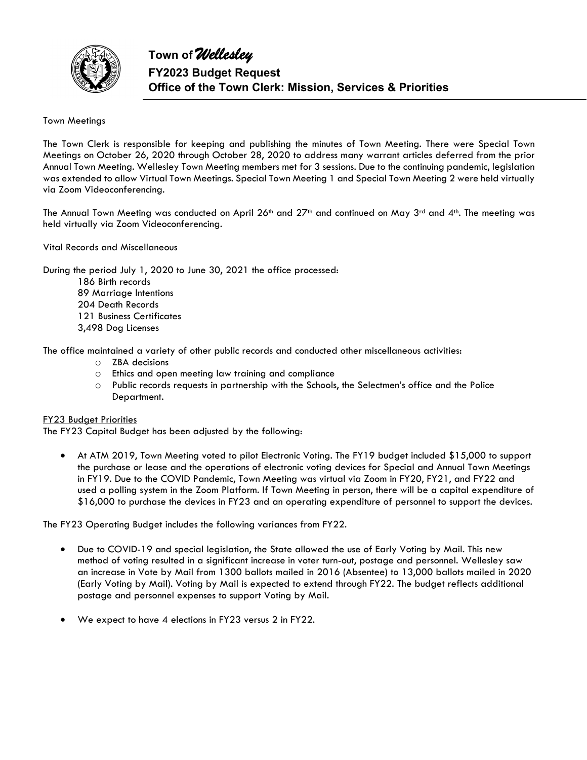# Town of *Wellesley*

## FY2023 Budget Request

## Office of the Town Clerk: Mission, Services & Priorities

Town Meetings

The Town Clerk is responsible for keeping and publishing the minutes of Town Meeting. There were Special Town Meetings on October 26, 2020 through October 28, 2020 to address many warrant articles deferred from the prior Annual Town Meeting. Wellesley Town Meeting members met for 3 sessions. Due to the continuing pandemic, legislation was extended to allow Virtual Town Meetings. Special Town Meeting 1 and Special Town Meeting 2 were held virtually via Zoom Videoconferencing.

The Annual Town Meeting was conducted on April 26th and 27th and continued on May 3rd and 4th. The meeting was held virtually via Zoom Videoconferencing.

Vital Records and Miscellaneous

During the period July 1, 2020 to June 30, 2021 the office processed:

186 Birth records
89 Marriage Intentions
204 Death Records
121 Business Certificates
3,498 Dog Licenses

The office maintained a variety of other public records and conducted other miscellaneous activities:

- ZBA decisions
- Ethics and open meeting law training and compliance
- Public records requests in partnership with the Schools, the Selectmen's office and the Police Department.

<u>FY23 Budget Priorities</u>

The FY23 Capital Budget has been adjusted by the following:

- At ATM 2019, Town Meeting voted to pilot Electronic Voting. The FY19 budget included $15,000 to support the purchase or lease and the operations of electronic voting devices for Special and Annual Town Meetings in FY19. Due to the COVID Pandemic, Town Meeting was virtual via Zoom in FY20, FY21, and FY22 and used a polling system in the Zoom Platform. If Town Meeting in person, there will be a capital expenditure of $16,000 to purchase the devices in FY23 and an operating expenditure of personnel to support the devices.

The FY23 Operating Budget includes the following variances from FY22.

- Due to COVID-19 and special legislation, the State allowed the use of Early Voting by Mail. This new method of voting resulted in a significant increase in voter turn-out, postage and personnel. Wellesley saw an increase in Vote by Mail from 1300 ballots mailed in 2016 (Absentee) to 13,000 ballots mailed in 2020 (Early Voting by Mail). Voting by Mail is expected to extend through FY22. The budget reflects additional postage and personnel expenses to support Voting by Mail.

- We expect to have 4 elections in FY23 versus 2 in FY22.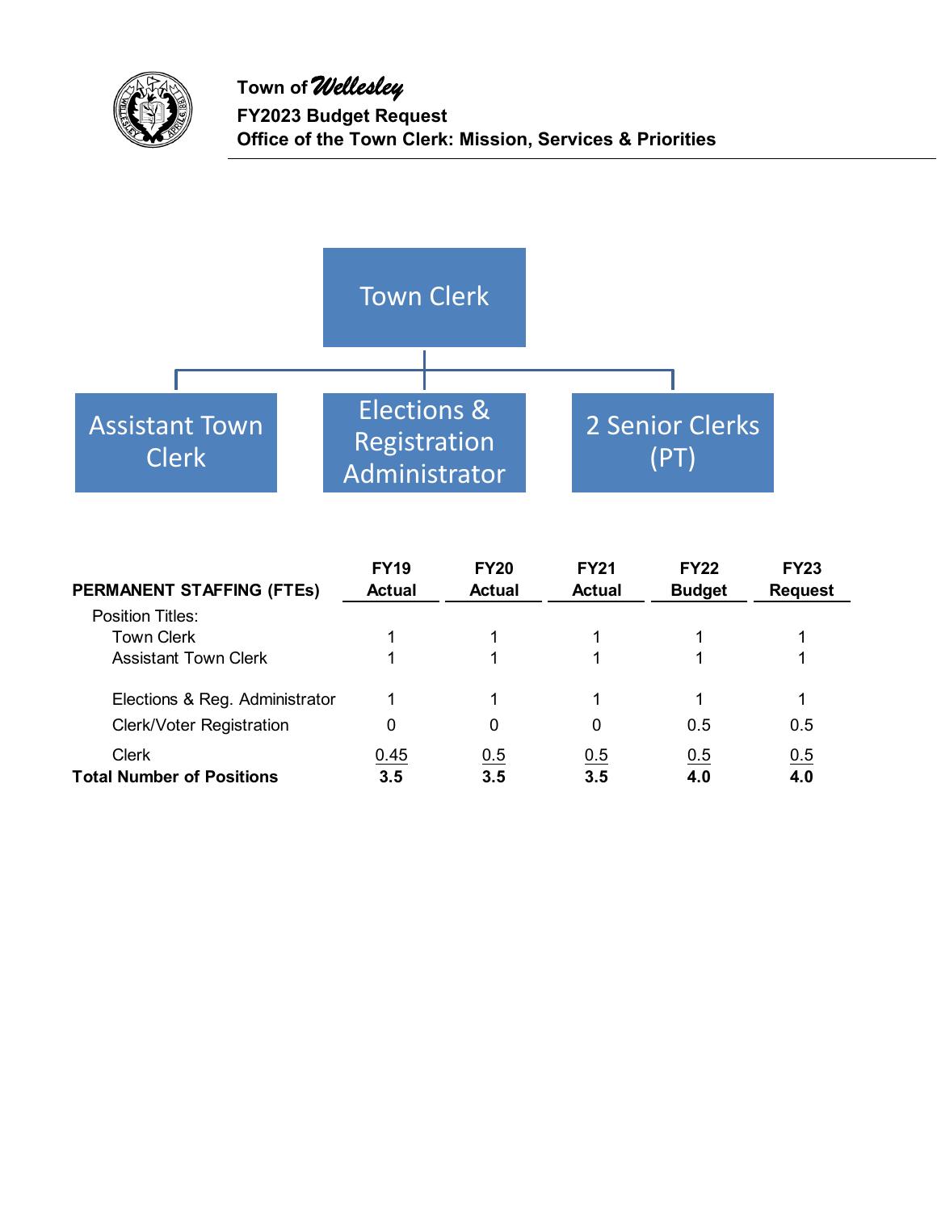# Town of Wellesley
## FY2023 Budget Request
## Office of the Town Clerk: Mission, Services & Priorities

Town Clerk

- Assistant Town Clerk
- Elections & Registration Administrator
- 2 Senior Clerks (PT)

| PERMANENT STAFFING (FTEs) | FY19 Actual | FY20 Actual | FY21 Actual | FY22 Budget | FY23 Request |
|---|---|---|---|---|---|
| Position Titles: | | | | | |
| Town Clerk | 1 | 1 | 1 | 1 | 1 |
| Assistant Town Clerk | 1 | 1 | 1 | 1 | 1 |
| Elections & Reg. Administrator | 1 | 1 | 1 | 1 | 1 |
| Clerk/Voter Registration | 0 | 0 | 0 | 0.5 | 0.5 |
| Clerk | 0.45 | 0.5 | 0.5 | 0.5 | 0.5 |
| **Total Number of Positions** | **3.5** | **3.5** | **3.5** | **4.0** | **4.0** |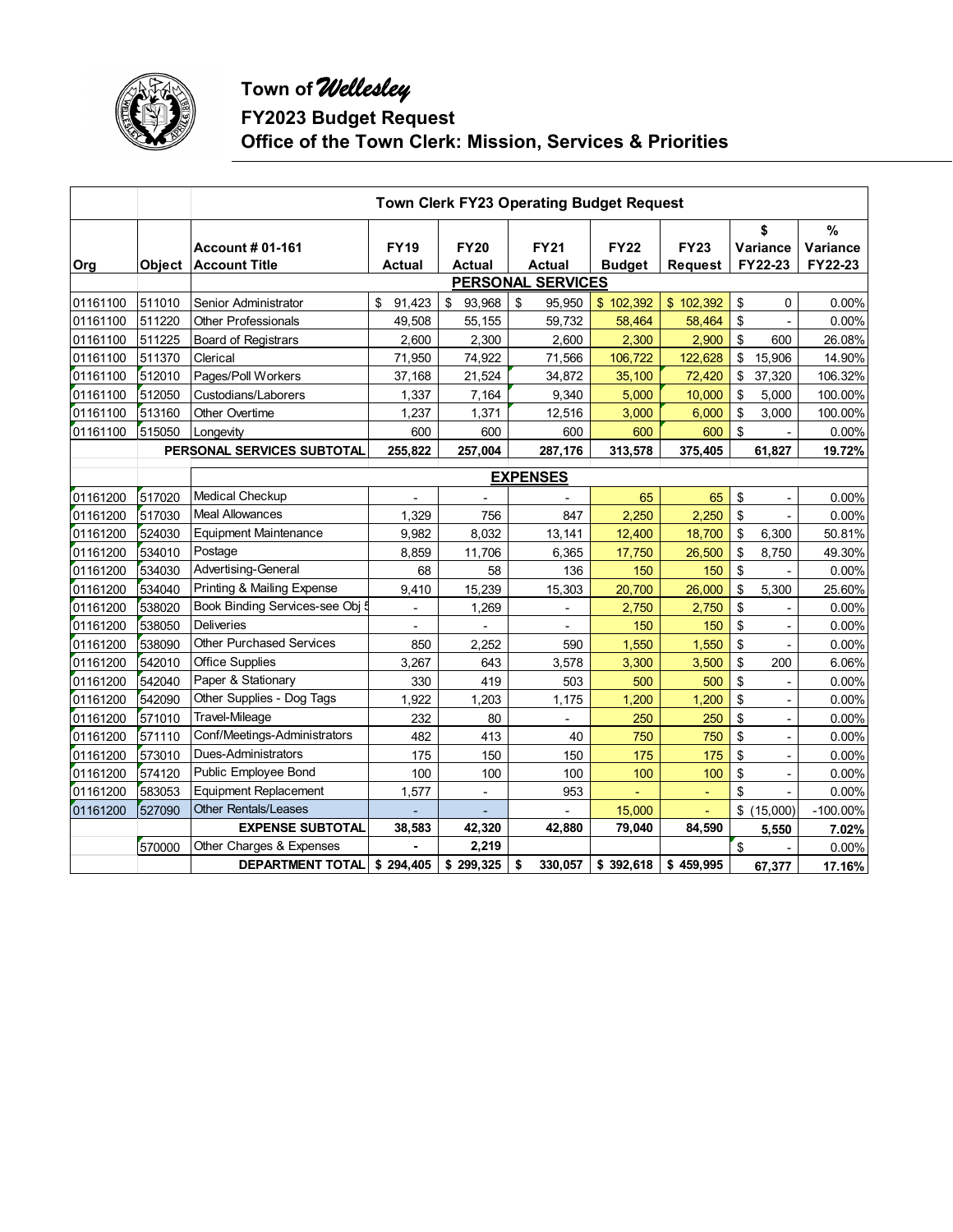# Town of *Wellesley*

## FY2023 Budget Request

## Office of the Town Clerk: Mission, Services & Priorities

| | | Town Clerk FY23 Operating Budget Request | | | | | | | |
|---|---|---|---|---|---|---|---|---|---|
| Org | Object | Account # 01-161 Account Title | FY19 Actual | FY20 Actual | FY21 Actual | FY22 Budget | FY23 Request | $ Variance FY22-23 | % Variance FY22-23 |
| | | **PERSONAL SERVICES** | | | | | | | |
| 01161100 | 511010 | Senior Administrator | $ 91,423 | $ 93,968 | $ 95,950 | $ 102,392 | $ 102,392 | $ 0 | 0.00% |
| 01161100 | 511220 | Other Professionals | 49,508 | 55,155 | 59,732 | 58,464 | 58,464 | $ - | 0.00% |
| 01161100 | 511225 | Board of Registrars | 2,600 | 2,300 | 2,600 | 2,300 | 2,900 | $ 600 | 26.08% |
| 01161100 | 511370 | Clerical | 71,950 | 74,922 | 71,566 | 106,722 | 122,628 | $ 15,906 | 14.90% |
| 01161100 | 512010 | Pages/Poll Workers | 37,168 | 21,524 | 34,872 | 35,100 | 72,420 | $ 37,320 | 106.32% |
| 01161100 | 512050 | Custodians/Laborers | 1,337 | 7,164 | 9,340 | 5,000 | 10,000 | $ 5,000 | 100.00% |
| 01161100 | 513160 | Other Overtime | 1,237 | 1,371 | 12,516 | 3,000 | 6,000 | $ 3,000 | 100.00% |
| 01161100 | 515050 | Longevity | 600 | 600 | 600 | 600 | 600 | $ - | 0.00% |
| | | **PERSONAL SERVICES SUBTOTAL** | **255,822** | **257,004** | **287,176** | **313,578** | **375,405** | **61,827** | **19.72%** |
| | | **EXPENSES** | | | | | | | |
| 01161200 | 517020 | Medical Checkup | - | - | - | 65 | 65 | $ - | 0.00% |
| 01161200 | 517030 | Meal Allowances | 1,329 | 756 | 847 | 2,250 | 2,250 | $ - | 0.00% |
| 01161200 | 524030 | Equipment Maintenance | 9,982 | 8,032 | 13,141 | 12,400 | 18,700 | $ 6,300 | 50.81% |
| 01161200 | 534010 | Postage | 8,859 | 11,706 | 6,365 | 17,750 | 26,500 | $ 8,750 | 49.30% |
| 01161200 | 534030 | Advertising-General | 68 | 58 | 136 | 150 | 150 | $ - | 0.00% |
| 01161200 | 534040 | Printing & Mailing Expense | 9,410 | 15,239 | 15,303 | 20,700 | 26,000 | $ 5,300 | 25.60% |
| 01161200 | 538020 | Book Binding Services-see Obj 5 | - | 1,269 | - | 2,750 | 2,750 | $ - | 0.00% |
| 01161200 | 538050 | Deliveries | - | - | - | 150 | 150 | $ - | 0.00% |
| 01161200 | 538090 | Other Purchased Services | 850 | 2,252 | 590 | 1,550 | 1,550 | $ - | 0.00% |
| 01161200 | 542010 | Office Supplies | 3,267 | 643 | 3,578 | 3,300 | 3,500 | $ 200 | 6.06% |
| 01161200 | 542040 | Paper & Stationary | 330 | 419 | 503 | 500 | 500 | $ - | 0.00% |
| 01161200 | 542090 | Other Supplies - Dog Tags | 1,922 | 1,203 | 1,175 | 1,200 | 1,200 | $ - | 0.00% |
| 01161200 | 571010 | Travel-Mileage | 232 | 80 | - | 250 | 250 | $ - | 0.00% |
| 01161200 | 571110 | Conf/Meetings-Administrators | 482 | 413 | 40 | 750 | 750 | $ - | 0.00% |
| 01161200 | 573010 | Dues-Administrators | 175 | 150 | 150 | 175 | 175 | $ - | 0.00% |
| 01161200 | 574120 | Public Employee Bond | 100 | 100 | 100 | 100 | 100 | $ - | 0.00% |
| 01161200 | 583053 | Equipment Replacement | 1,577 | - | 953 | - | - | $ - | 0.00% |
| 01161200 | 527090 | Other Rentals/Leases | - | - | - | 15,000 | - | $ (15,000) | -100.00% |
| | | **EXPENSE SUBTOTAL** | **38,583** | **42,320** | **42,880** | **79,040** | **84,590** | **5,550** | **7.02%** |
| | 570000 | Other Charges & Expenses | - | **2,219** | | | | $ - | 0.00% |
| | | **DEPARTMENT TOTAL** | **$ 294,405** | **$ 299,325** | **$ 330,057** | **$ 392,618** | **$ 459,995** | **67,377** | **17.16%** |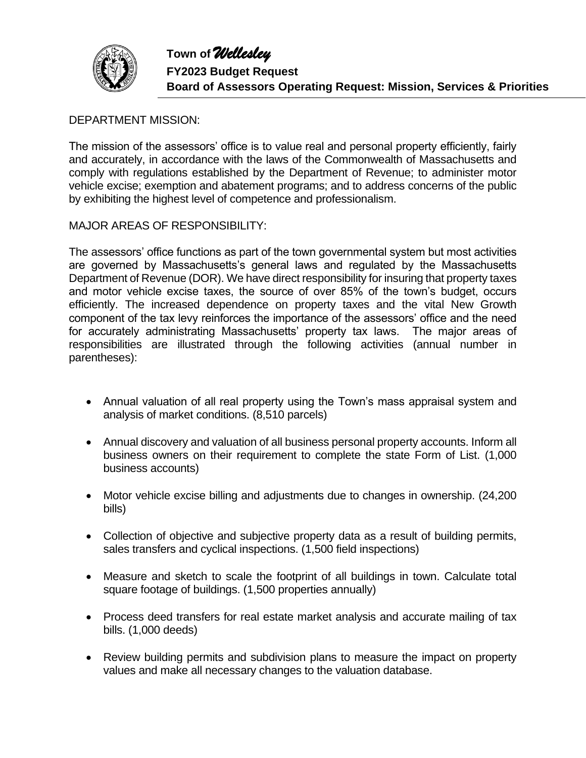**Town of *Wellesley***
**FY2023 Budget Request**
**Board of Assessors Operating Request: Mission, Services & Priorities**

DEPARTMENT MISSION:

The mission of the assessors' office is to value real and personal property efficiently, fairly and accurately, in accordance with the laws of the Commonwealth of Massachusetts and comply with regulations established by the Department of Revenue; to administer motor vehicle excise; exemption and abatement programs; and to address concerns of the public by exhibiting the highest level of competence and professionalism.

MAJOR AREAS OF RESPONSIBILITY:

The assessors' office functions as part of the town governmental system but most activities are governed by Massachusetts's general laws and regulated by the Massachusetts Department of Revenue (DOR). We have direct responsibility for insuring that property taxes and motor vehicle excise taxes, the source of over 85% of the town's budget, occurs efficiently. The increased dependence on property taxes and the vital New Growth component of the tax levy reinforces the importance of the assessors' office and the need for accurately administrating Massachusetts' property tax laws. The major areas of responsibilities are illustrated through the following activities (annual number in parentheses):

- Annual valuation of all real property using the Town's mass appraisal system and analysis of market conditions. (8,510 parcels)
- Annual discovery and valuation of all business personal property accounts. Inform all business owners on their requirement to complete the state Form of List. (1,000 business accounts)
- Motor vehicle excise billing and adjustments due to changes in ownership. (24,200 bills)
- Collection of objective and subjective property data as a result of building permits, sales transfers and cyclical inspections. (1,500 field inspections)
- Measure and sketch to scale the footprint of all buildings in town. Calculate total square footage of buildings. (1,500 properties annually)
- Process deed transfers for real estate market analysis and accurate mailing of tax bills. (1,000 deeds)
- Review building permits and subdivision plans to measure the impact on property values and make all necessary changes to the valuation database.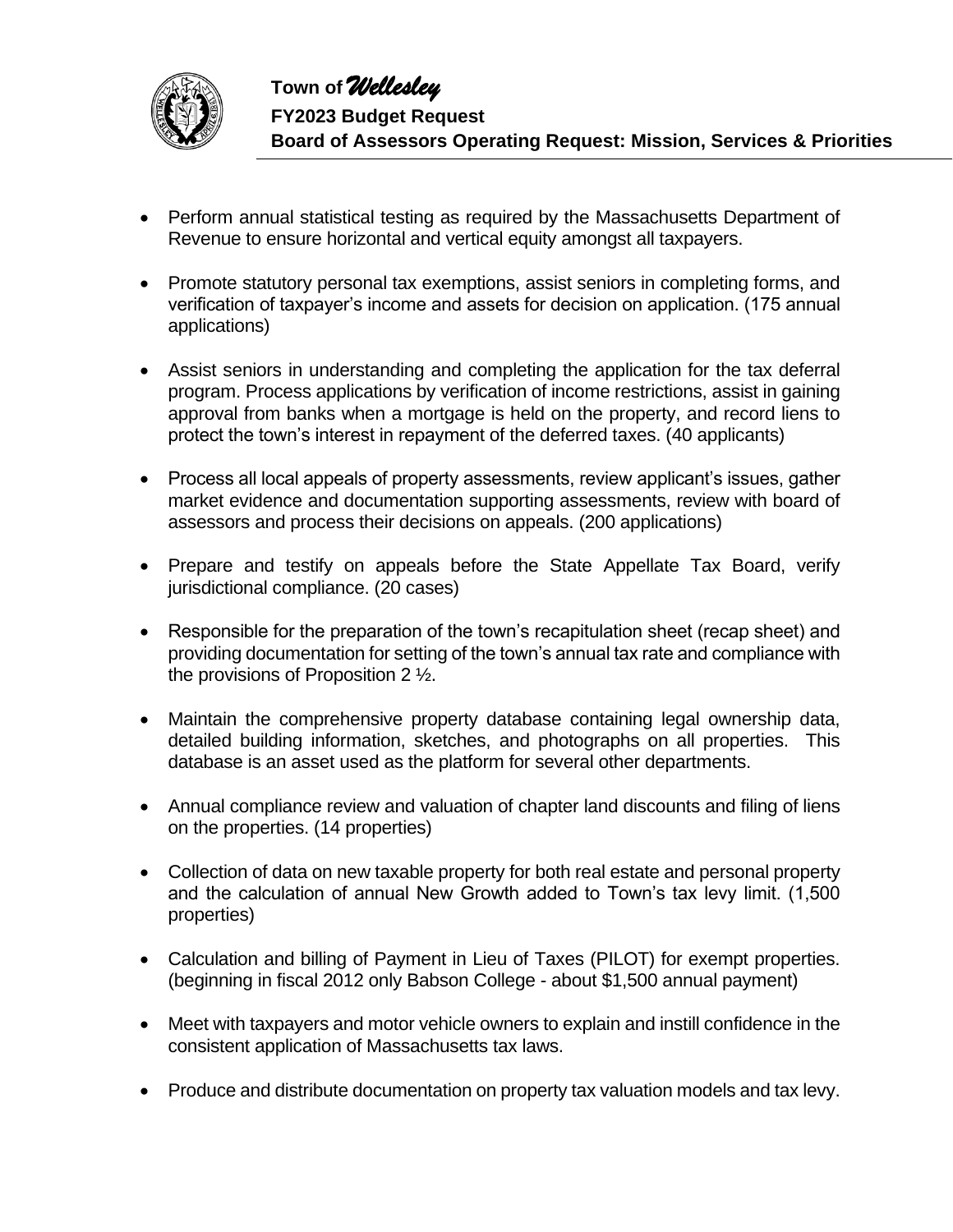- Perform annual statistical testing as required by the Massachusetts Department of Revenue to ensure horizontal and vertical equity amongst all taxpayers.

- Promote statutory personal tax exemptions, assist seniors in completing forms, and verification of taxpayer's income and assets for decision on application. (175 annual applications)

- Assist seniors in understanding and completing the application for the tax deferral program. Process applications by verification of income restrictions, assist in gaining approval from banks when a mortgage is held on the property, and record liens to protect the town's interest in repayment of the deferred taxes. (40 applicants)

- Process all local appeals of property assessments, review applicant's issues, gather market evidence and documentation supporting assessments, review with board of assessors and process their decisions on appeals. (200 applications)

- Prepare and testify on appeals before the State Appellate Tax Board, verify jurisdictional compliance. (20 cases)

- Responsible for the preparation of the town's recapitulation sheet (recap sheet) and providing documentation for setting of the town's annual tax rate and compliance with the provisions of Proposition 2 ½.

- Maintain the comprehensive property database containing legal ownership data, detailed building information, sketches, and photographs on all properties. This database is an asset used as the platform for several other departments.

- Annual compliance review and valuation of chapter land discounts and filing of liens on the properties. (14 properties)

- Collection of data on new taxable property for both real estate and personal property and the calculation of annual New Growth added to Town's tax levy limit. (1,500 properties)

- Calculation and billing of Payment in Lieu of Taxes (PILOT) for exempt properties. (beginning in fiscal 2012 only Babson College - about $1,500 annual payment)

- Meet with taxpayers and motor vehicle owners to explain and instill confidence in the consistent application of Massachusetts tax laws.

- Produce and distribute documentation on property tax valuation models and tax levy.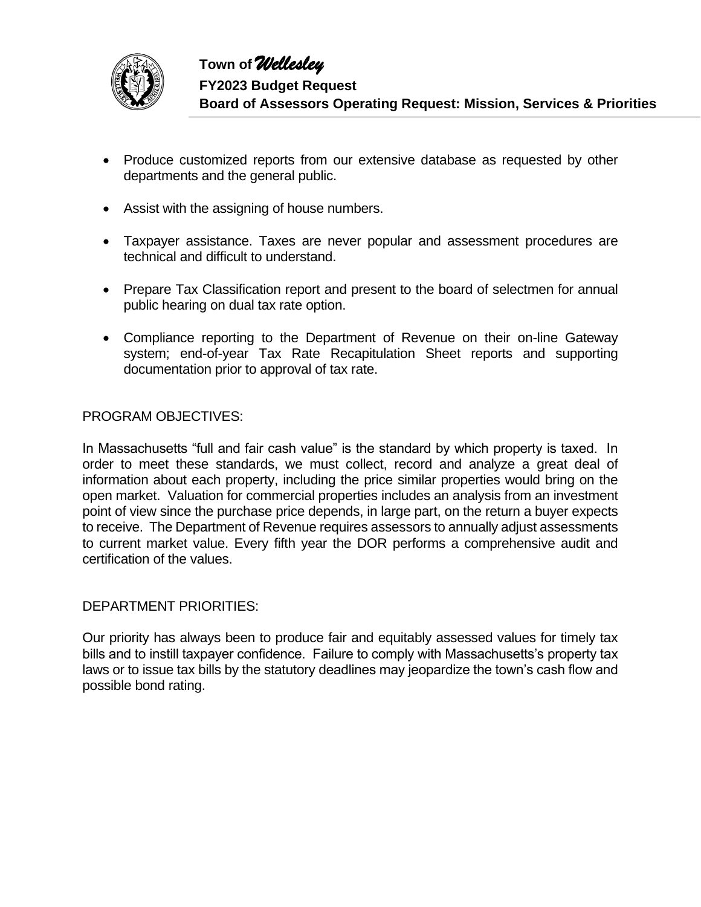- Produce customized reports from our extensive database as requested by other departments and the general public.

- Assist with the assigning of house numbers.

- Taxpayer assistance. Taxes are never popular and assessment procedures are technical and difficult to understand.

- Prepare Tax Classification report and present to the board of selectmen for annual public hearing on dual tax rate option.

- Compliance reporting to the Department of Revenue on their on-line Gateway system; end-of-year Tax Rate Recapitulation Sheet reports and supporting documentation prior to approval of tax rate.

PROGRAM OBJECTIVES:

In Massachusetts "full and fair cash value" is the standard by which property is taxed. In order to meet these standards, we must collect, record and analyze a great deal of information about each property, including the price similar properties would bring on the open market. Valuation for commercial properties includes an analysis from an investment point of view since the purchase price depends, in large part, on the return a buyer expects to receive. The Department of Revenue requires assessors to annually adjust assessments to current market value. Every fifth year the DOR performs a comprehensive audit and certification of the values.

DEPARTMENT PRIORITIES:

Our priority has always been to produce fair and equitably assessed values for timely tax bills and to instill taxpayer confidence. Failure to comply with Massachusetts's property tax laws or to issue tax bills by the statutory deadlines may jeopardize the town's cash flow and possible bond rating.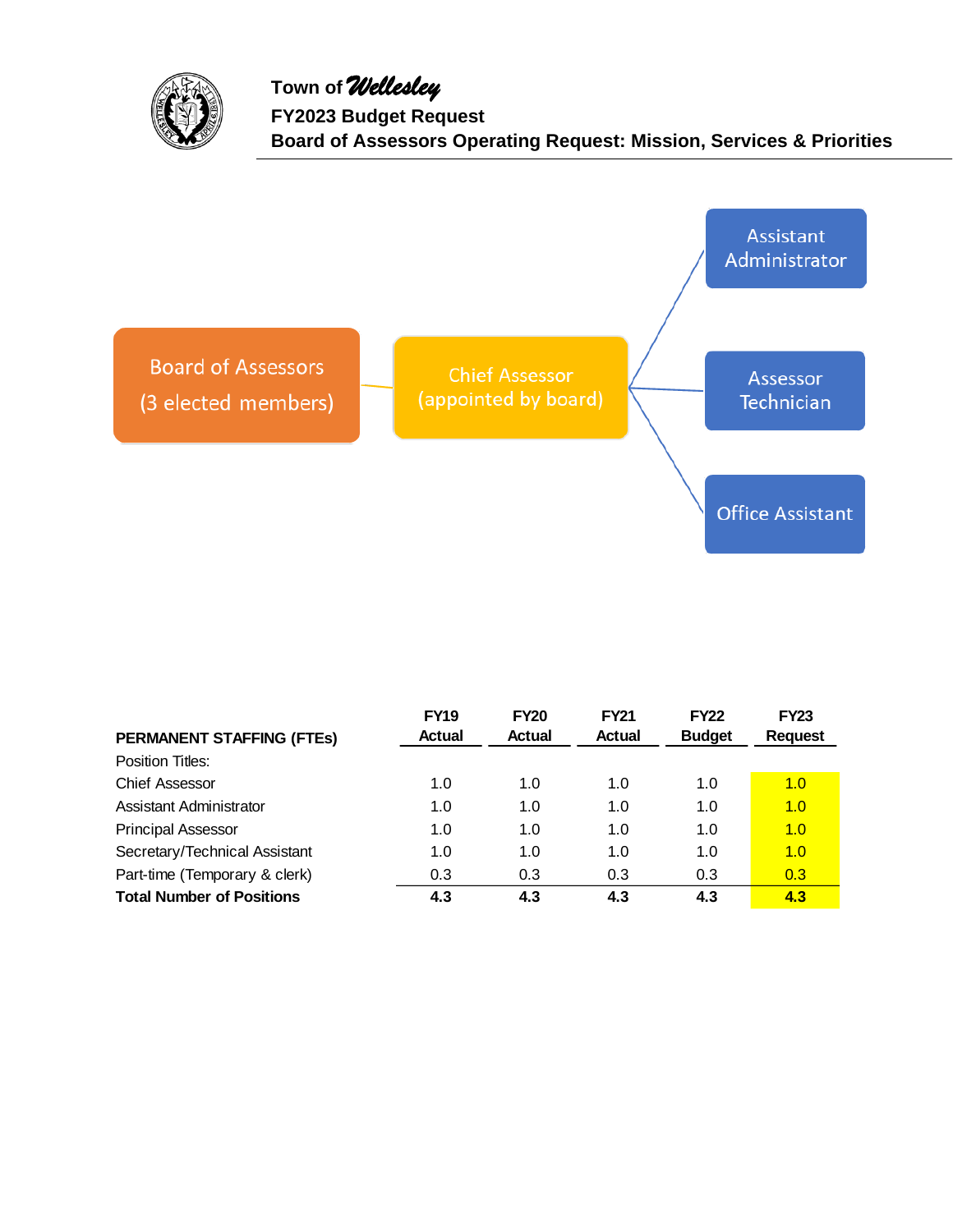Town of *Wellesley*

**FY2023 Budget Request**

**Board of Assessors Operating Request: Mission, Services & Priorities**

Board of Assessors (3 elected members)

Chief Assessor (appointed by board)

Assistant Administrator

Assessor Technician

Office Assistant

| PERMANENT STAFFING (FTEs) | FY19 Actual | FY20 Actual | FY21 Actual | FY22 Budget | FY23 Request |
|---|---|---|---|---|---|
| Position Titles: | | | | | |
| Chief Assessor | 1.0 | 1.0 | 1.0 | 1.0 | 1.0 |
| Assistant Administrator | 1.0 | 1.0 | 1.0 | 1.0 | 1.0 |
| Principal Assessor | 1.0 | 1.0 | 1.0 | 1.0 | 1.0 |
| Secretary/Technical Assistant | 1.0 | 1.0 | 1.0 | 1.0 | 1.0 |
| Part-time (Temporary & clerk) | 0.3 | 0.3 | 0.3 | 0.3 | 0.3 |
| **Total Number of Positions** | **4.3** | **4.3** | **4.3** | **4.3** | **4.3** |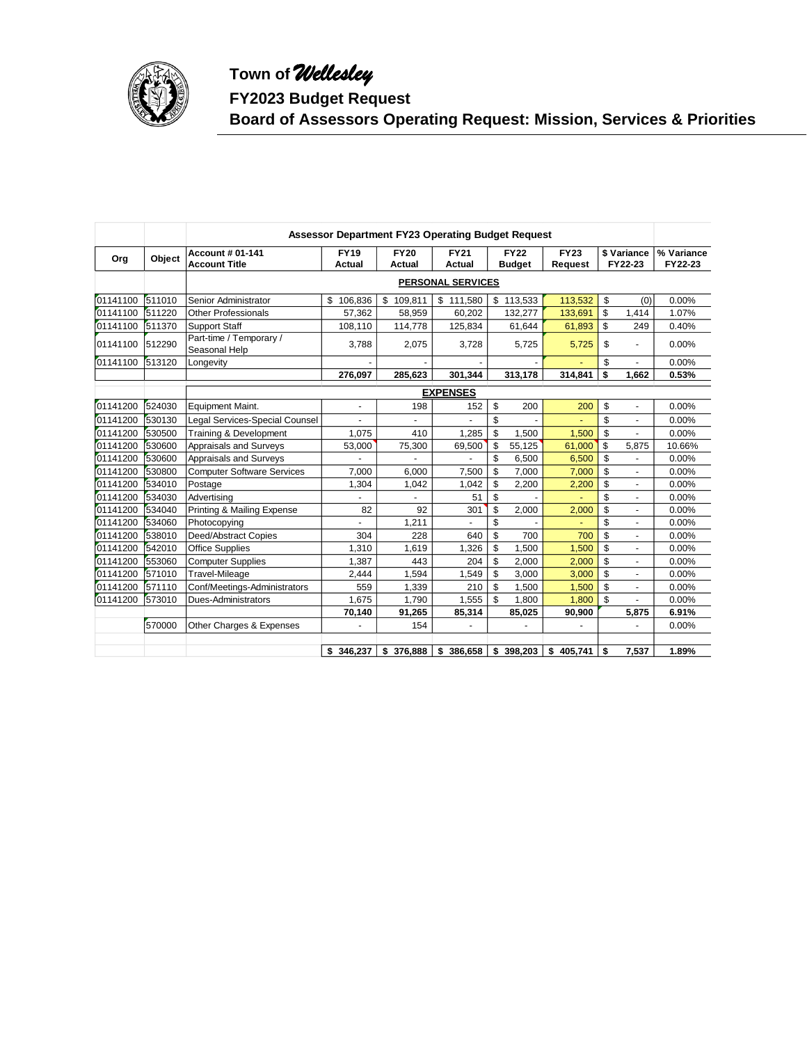# Town of *Wellesley*

## FY2023 Budget Request

## Board of Assessors Operating Request: Mission, Services & Priorities

| | | Assessor Department FY23 Operating Budget Request | | | | | | | |
|---|---|---|---|---|---|---|---|---|---|
| Org | Object | Account # 01-141 Account Title | FY19 Actual | FY20 Actual | FY21 Actual | FY22 Budget | FY23 Request | $ Variance FY22-23 | % Variance FY22-23 |
| | | **PERSONAL SERVICES** | | | | | | | |
| 01141100 | 511010 | Senior Administrator | $ 106,836 | $ 109,811 | $ 111,580 | $ 113,533 | 113,532 | $ (0) | 0.00% |
| 01141100 | 511220 | Other Professionals | 57,362 | 58,959 | 60,202 | 132,277 | 133,691 | $ 1,414 | 1.07% |
| 01141100 | 511370 | Support Staff | 108,110 | 114,778 | 125,834 | 61,644 | 61,893 | $ 249 | 0.40% |
| 01141100 | 512290 | Part-time / Temporary / Seasonal Help | 3,788 | 2,075 | 3,728 | 5,725 | 5,725 | $ - | 0.00% |
| 01141100 | 513120 | Longevity | - | - | - | - | - | $ - | 0.00% |
| | | | **276,097** | **285,623** | **301,344** | **313,178** | **314,841** | **$ 1,662** | **0.53%** |
| | | **EXPENSES** | | | | | | | |
| 01141200 | 524030 | Equipment Maint. | - | 198 | 152 | $ 200 | 200 | $ - | 0.00% |
| 01141200 | 530130 | Legal Services-Special Counsel | - | - | - | $ - | - | $ - | 0.00% |
| 01141200 | 530500 | Training & Development | 1,075 | 410 | 1,285 | $ 1,500 | 1,500 | $ - | 0.00% |
| 01141200 | 530600 | Appraisals and Surveys | 53,000 | 75,300 | 69,500 | $ 55,125 | 61,000 | $ 5,875 | 10.66% |
| 01141200 | 530600 | Appraisals and Surveys | - | - | - | $ 6,500 | 6,500 | $ - | 0.00% |
| 01141200 | 530800 | Computer Software Services | 7,000 | 6,000 | 7,500 | $ 7,000 | 7,000 | $ - | 0.00% |
| 01141200 | 534010 | Postage | 1,304 | 1,042 | 1,042 | $ 2,200 | 2,200 | $ - | 0.00% |
| 01141200 | 534030 | Advertising | - | - | 51 | $ - | - | $ - | 0.00% |
| 01141200 | 534040 | Printing & Mailing Expense | 82 | 92 | 301 | $ 2,000 | 2,000 | $ - | 0.00% |
| 01141200 | 534060 | Photocopying | - | 1,211 | - | $ - | - | $ - | 0.00% |
| 01141200 | 538010 | Deed/Abstract Copies | 304 | 228 | 640 | $ 700 | 700 | $ - | 0.00% |
| 01141200 | 542010 | Office Supplies | 1,310 | 1,619 | 1,326 | $ 1,500 | 1,500 | $ - | 0.00% |
| 01141200 | 553060 | Computer Supplies | 1,387 | 443 | 204 | $ 2,000 | 2,000 | $ - | 0.00% |
| 01141200 | 571010 | Travel-Mileage | 2,444 | 1,594 | 1,549 | $ 3,000 | 3,000 | $ - | 0.00% |
| 01141200 | 571110 | Conf/Meetings-Administrators | 559 | 1,339 | 210 | $ 1,500 | 1,500 | $ - | 0.00% |
| 01141200 | 573010 | Dues-Administrators | 1,675 | 1,790 | 1,555 | $ 1,800 | 1,800 | $ - | 0.00% |
| | | | **70,140** | **91,265** | **85,314** | **85,025** | **90,900** | **5,875** | **6.91%** |
| | 570000 | Other Charges & Expenses | - | 154 | - | - | - | - | 0.00% |
| | | | **$ 346,237** | **$ 376,888** | **$ 386,658** | **$ 398,203** | **$ 405,741** | **$ 7,537** | **1.89%** |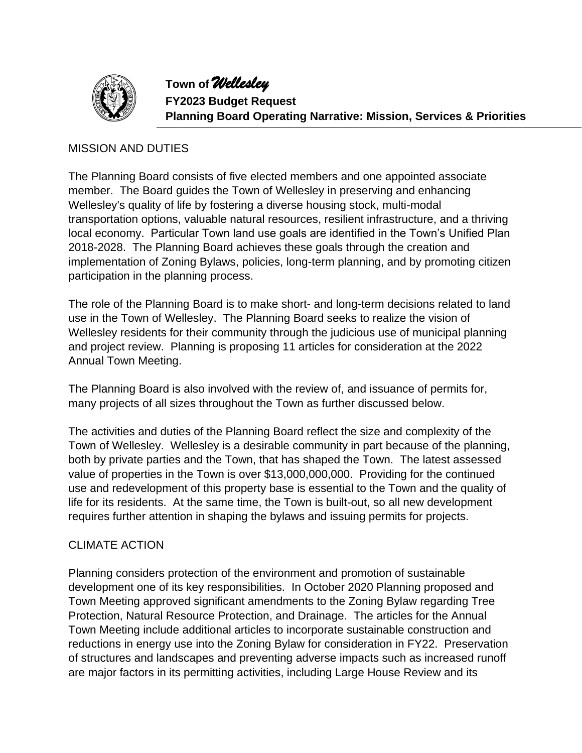**Town of *Wellesley***
**FY2023 Budget Request**
**Planning Board Operating Narrative: Mission, Services & Priorities**

## MISSION AND DUTIES

The Planning Board consists of five elected members and one appointed associate member. The Board guides the Town of Wellesley in preserving and enhancing Wellesley's quality of life by fostering a diverse housing stock, multi-modal transportation options, valuable natural resources, resilient infrastructure, and a thriving local economy. Particular Town land use goals are identified in the Town's Unified Plan 2018-2028. The Planning Board achieves these goals through the creation and implementation of Zoning Bylaws, policies, long-term planning, and by promoting citizen participation in the planning process.

The role of the Planning Board is to make short- and long-term decisions related to land use in the Town of Wellesley. The Planning Board seeks to realize the vision of Wellesley residents for their community through the judicious use of municipal planning and project review. Planning is proposing 11 articles for consideration at the 2022 Annual Town Meeting.

The Planning Board is also involved with the review of, and issuance of permits for, many projects of all sizes throughout the Town as further discussed below.

The activities and duties of the Planning Board reflect the size and complexity of the Town of Wellesley. Wellesley is a desirable community in part because of the planning, both by private parties and the Town, that has shaped the Town. The latest assessed value of properties in the Town is over $13,000,000,000. Providing for the continued use and redevelopment of this property base is essential to the Town and the quality of life for its residents. At the same time, the Town is built-out, so all new development requires further attention in shaping the bylaws and issuing permits for projects.

## CLIMATE ACTION

Planning considers protection of the environment and promotion of sustainable development one of its key responsibilities. In October 2020 Planning proposed and Town Meeting approved significant amendments to the Zoning Bylaw regarding Tree Protection, Natural Resource Protection, and Drainage. The articles for the Annual Town Meeting include additional articles to incorporate sustainable construction and reductions in energy use into the Zoning Bylaw for consideration in FY22. Preservation of structures and landscapes and preventing adverse impacts such as increased runoff are major factors in its permitting activities, including Large House Review and its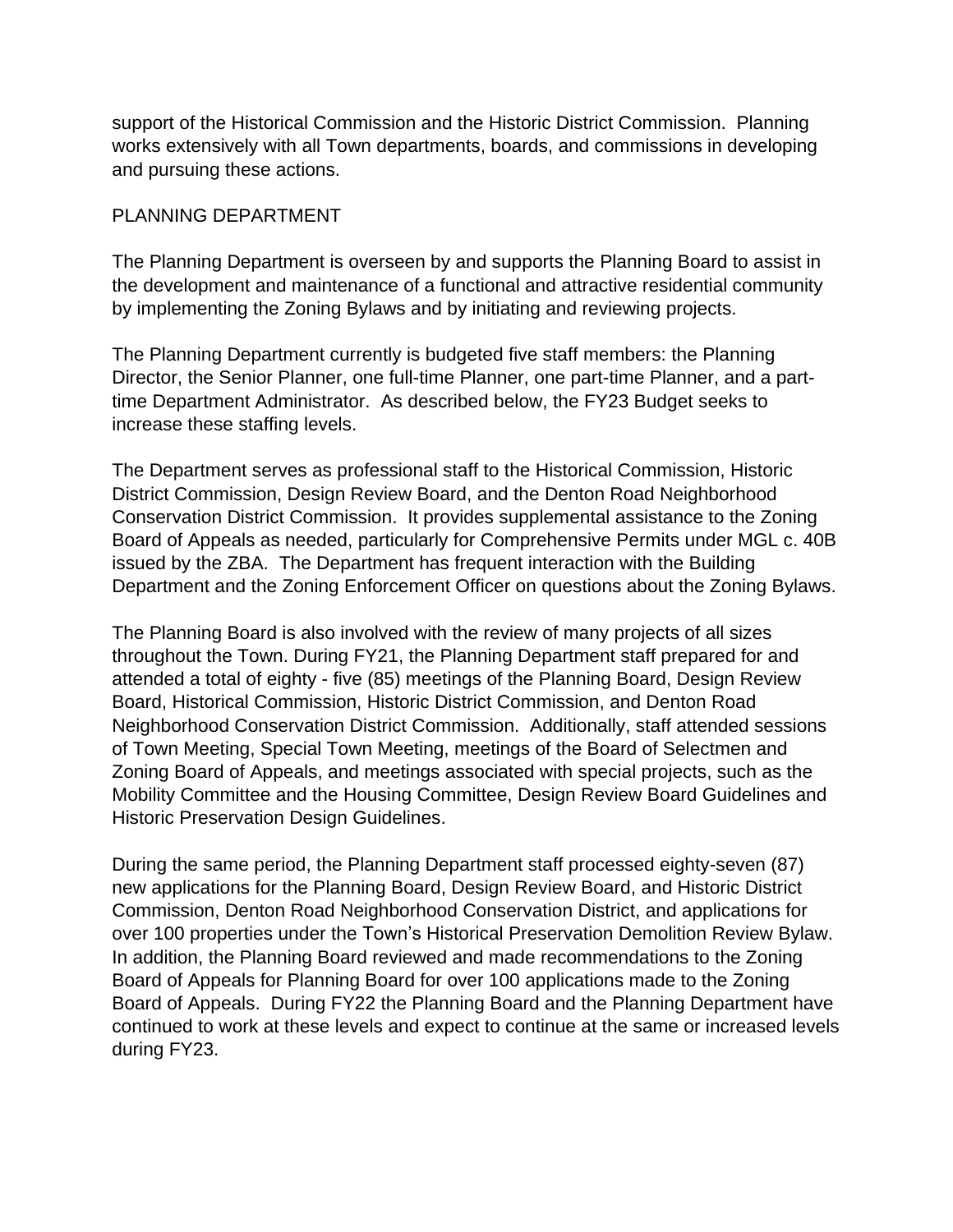support of the Historical Commission and the Historic District Commission. Planning works extensively with all Town departments, boards, and commissions in developing and pursuing these actions.

## PLANNING DEPARTMENT

The Planning Department is overseen by and supports the Planning Board to assist in the development and maintenance of a functional and attractive residential community by implementing the Zoning Bylaws and by initiating and reviewing projects.

The Planning Department currently is budgeted five staff members: the Planning Director, the Senior Planner, one full-time Planner, one part-time Planner, and a part-time Department Administrator. As described below, the FY23 Budget seeks to increase these staffing levels.

The Department serves as professional staff to the Historical Commission, Historic District Commission, Design Review Board, and the Denton Road Neighborhood Conservation District Commission. It provides supplemental assistance to the Zoning Board of Appeals as needed, particularly for Comprehensive Permits under MGL c. 40B issued by the ZBA. The Department has frequent interaction with the Building Department and the Zoning Enforcement Officer on questions about the Zoning Bylaws.

The Planning Board is also involved with the review of many projects of all sizes throughout the Town. During FY21, the Planning Department staff prepared for and attended a total of eighty - five (85) meetings of the Planning Board, Design Review Board, Historical Commission, Historic District Commission, and Denton Road Neighborhood Conservation District Commission. Additionally, staff attended sessions of Town Meeting, Special Town Meeting, meetings of the Board of Selectmen and Zoning Board of Appeals, and meetings associated with special projects, such as the Mobility Committee and the Housing Committee, Design Review Board Guidelines and Historic Preservation Design Guidelines.

During the same period, the Planning Department staff processed eighty-seven (87) new applications for the Planning Board, Design Review Board, and Historic District Commission, Denton Road Neighborhood Conservation District, and applications for over 100 properties under the Town's Historical Preservation Demolition Review Bylaw. In addition, the Planning Board reviewed and made recommendations to the Zoning Board of Appeals for Planning Board for over 100 applications made to the Zoning Board of Appeals. During FY22 the Planning Board and the Planning Department have continued to work at these levels and expect to continue at the same or increased levels during FY23.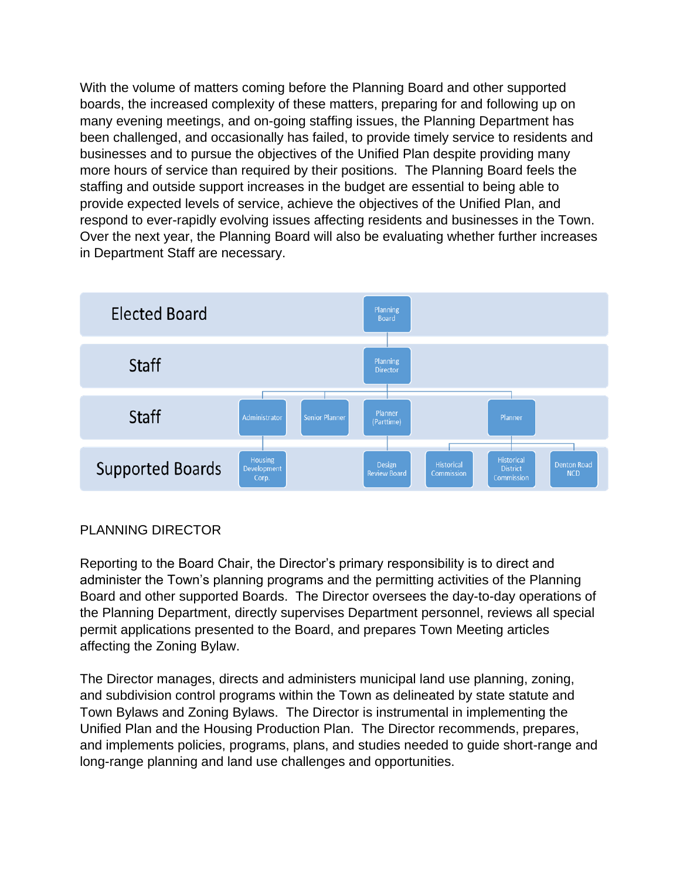With the volume of matters coming before the Planning Board and other supported boards, the increased complexity of these matters, preparing for and following up on many evening meetings, and on-going staffing issues, the Planning Department has been challenged, and occasionally has failed, to provide timely service to residents and businesses and to pursue the objectives of the Unified Plan despite providing many more hours of service than required by their positions. The Planning Board feels the staffing and outside support increases in the budget are essential to being able to provide expected levels of service, achieve the objectives of the Unified Plan, and respond to ever-rapidly evolving issues affecting residents and businesses in the Town. Over the next year, the Planning Board will also be evaluating whether further increases in Department Staff are necessary.

| Level | | | | | | |
|---|---|---|---|---|---|---|
| Elected Board | | | Planning Board | | | |
| Staff | | | Planning Director | | | |
| Staff | Administrator | Senior Planner | Planner (Parttime) | | Planner | |
| Supported Boards | Housing Development Corp. | | Design Review Board | Historical Commission | Historical District Commission | Denton Road NCD |

## PLANNING DIRECTOR

Reporting to the Board Chair, the Director's primary responsibility is to direct and administer the Town's planning programs and the permitting activities of the Planning Board and other supported Boards. The Director oversees the day-to-day operations of the Planning Department, directly supervises Department personnel, reviews all special permit applications presented to the Board, and prepares Town Meeting articles affecting the Zoning Bylaw.

The Director manages, directs and administers municipal land use planning, zoning, and subdivision control programs within the Town as delineated by state statute and Town Bylaws and Zoning Bylaws. The Director is instrumental in implementing the Unified Plan and the Housing Production Plan. The Director recommends, prepares, and implements policies, programs, plans, and studies needed to guide short-range and long-range planning and land use challenges and opportunities.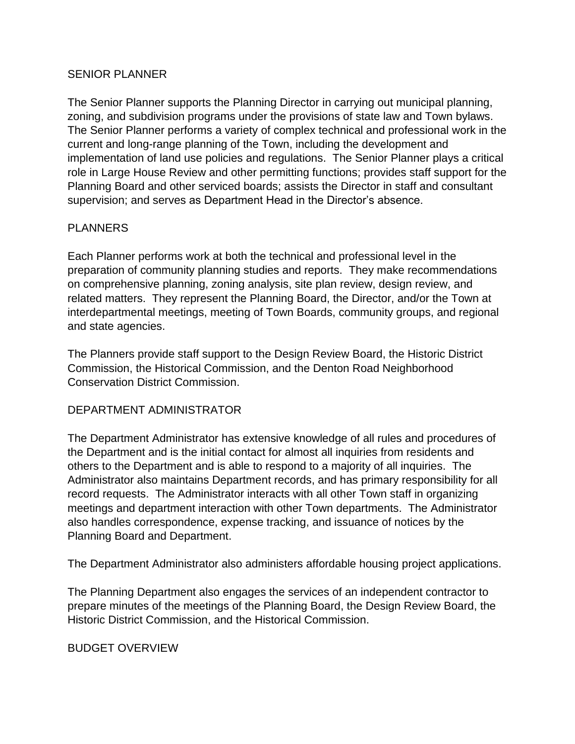## SENIOR PLANNER

The Senior Planner supports the Planning Director in carrying out municipal planning, zoning, and subdivision programs under the provisions of state law and Town bylaws. The Senior Planner performs a variety of complex technical and professional work in the current and long-range planning of the Town, including the development and implementation of land use policies and regulations. The Senior Planner plays a critical role in Large House Review and other permitting functions; provides staff support for the Planning Board and other serviced boards; assists the Director in staff and consultant supervision; and serves as Department Head in the Director's absence.

## PLANNERS

Each Planner performs work at both the technical and professional level in the preparation of community planning studies and reports. They make recommendations on comprehensive planning, zoning analysis, site plan review, design review, and related matters. They represent the Planning Board, the Director, and/or the Town at interdepartmental meetings, meeting of Town Boards, community groups, and regional and state agencies.

The Planners provide staff support to the Design Review Board, the Historic District Commission, the Historical Commission, and the Denton Road Neighborhood Conservation District Commission.

## DEPARTMENT ADMINISTRATOR

The Department Administrator has extensive knowledge of all rules and procedures of the Department and is the initial contact for almost all inquiries from residents and others to the Department and is able to respond to a majority of all inquiries. The Administrator also maintains Department records, and has primary responsibility for all record requests. The Administrator interacts with all other Town staff in organizing meetings and department interaction with other Town departments. The Administrator also handles correspondence, expense tracking, and issuance of notices by the Planning Board and Department.

The Department Administrator also administers affordable housing project applications.

The Planning Department also engages the services of an independent contractor to prepare minutes of the meetings of the Planning Board, the Design Review Board, the Historic District Commission, and the Historical Commission.

## BUDGET OVERVIEW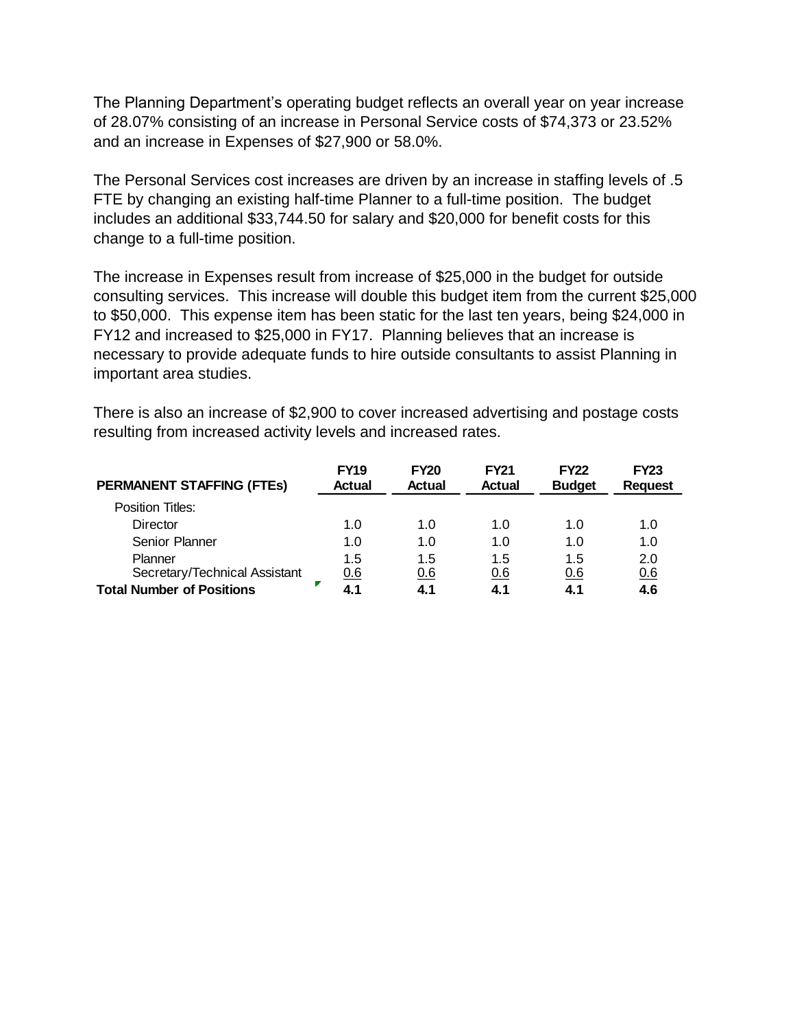The Planning Department's operating budget reflects an overall year on year increase of 28.07% consisting of an increase in Personal Service costs of $74,373 or 23.52% and an increase in Expenses of $27,900 or 58.0%.

The Personal Services cost increases are driven by an increase in staffing levels of .5 FTE by changing an existing half-time Planner to a full-time position. The budget includes an additional $33,744.50 for salary and $20,000 for benefit costs for this change to a full-time position.

The increase in Expenses result from increase of $25,000 in the budget for outside consulting services. This increase will double this budget item from the current $25,000 to $50,000. This expense item has been static for the last ten years, being $24,000 in FY12 and increased to $25,000 in FY17. Planning believes that an increase is necessary to provide adequate funds to hire outside consultants to assist Planning in important area studies.

There is also an increase of $2,900 to cover increased advertising and postage costs resulting from increased activity levels and increased rates.

| **PERMANENT STAFFING (FTEs)** | **FY19 Actual** | **FY20 Actual** | **FY21 Actual** | **FY22 Budget** | **FY23 Request** |
|---|---|---|---|---|---|
| Position Titles: | | | | | |
| Director | 1.0 | 1.0 | 1.0 | 1.0 | 1.0 |
| Senior Planner | 1.0 | 1.0 | 1.0 | 1.0 | 1.0 |
| Planner | 1.5 | 1.5 | 1.5 | 1.5 | 2.0 |
| Secretary/Technical Assistant | 0.6 | 0.6 | 0.6 | 0.6 | 0.6 |
| **Total Number of Positions** | **4.1** | **4.1** | **4.1** | **4.1** | **4.6** |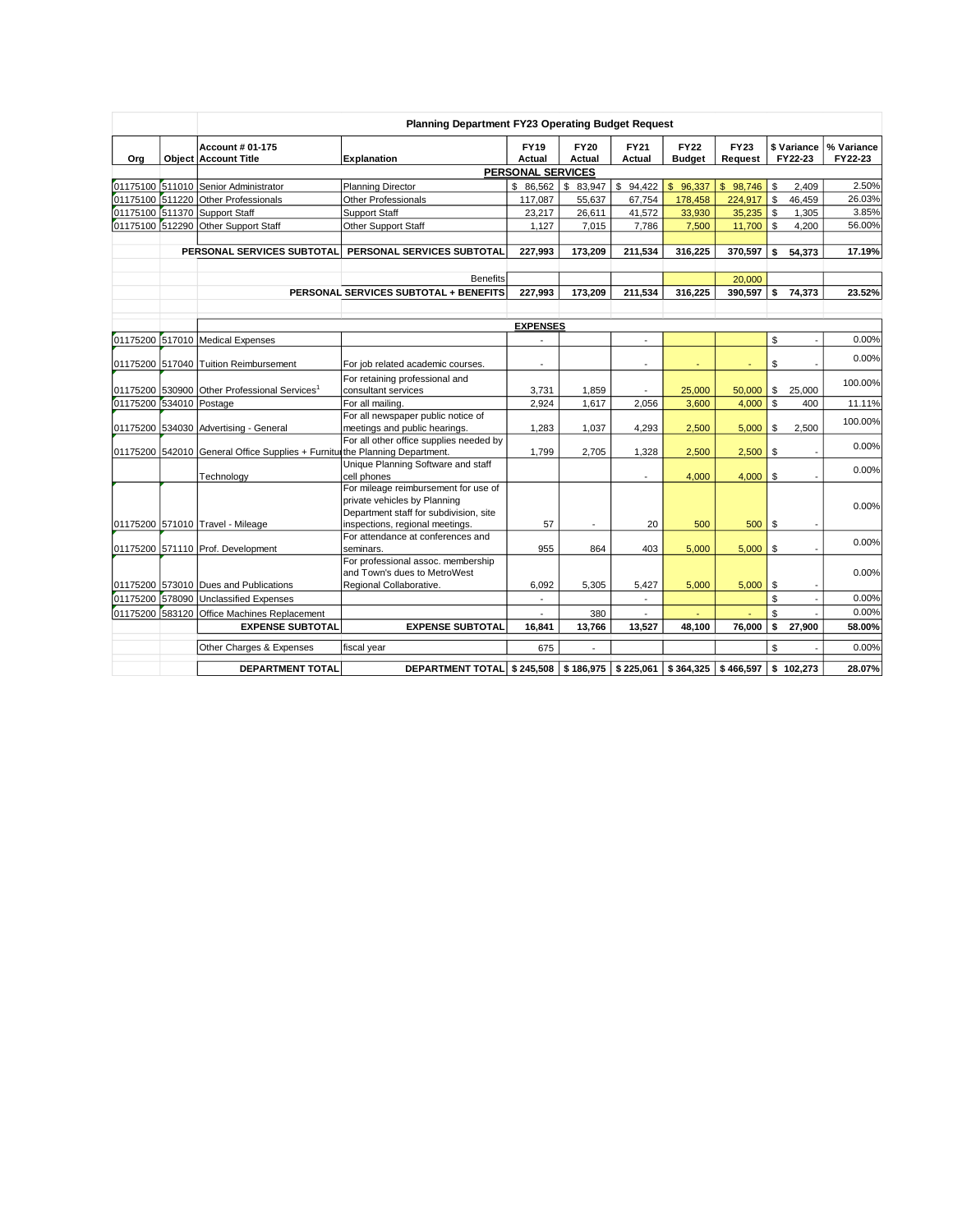| Planning Department FY23 Operating Budget Request | | | | | | | | | | |
|---|---|---|---|---|---|---|---|---|---|---|
| Org | Object | Account # 01-175 Account Title | Explanation | FY19 Actual | FY20 Actual | FY21 Actual | FY22 Budget | FY23 Request | $ Variance FY22-23 | % Variance FY22-23 |
| | | | **PERSONAL SERVICES** | | | | | | | |
| 01175100 | 511010 | Senior Administrator | Planning Director | $ 86,562 | $ 83,947 | $ 94,422 | $ 96,337 | $ 98,746 | $ 2,409 | 2.50% |
| 01175100 | 511220 | Other Professionals | Other Professionals | 117,087 | 55,637 | 67,754 | 178,458 | 224,917 | $ 46,459 | 26.03% |
| 01175100 | 511370 | Support Staff | Support Staff | 23,217 | 26,611 | 41,572 | 33,930 | 35,235 | $ 1,305 | 3.85% |
| 01175100 | 512290 | Other Support Staff | Other Support Staff | 1,127 | 7,015 | 7,786 | 7,500 | 11,700 | $ 4,200 | 56.00% |
| | | **PERSONAL SERVICES SUBTOTAL** | **PERSONAL SERVICES SUBTOTAL** | **227,993** | **173,209** | **211,534** | **316,225** | **370,597** | **$ 54,373** | **17.19%** |
| | | | Benefits | | | | | 20,000 | | |
| | | | **PERSONAL SERVICES SUBTOTAL + BENEFITS** | **227,993** | **173,209** | **211,534** | **316,225** | **390,597** | **$ 74,373** | **23.52%** |
| | | | **EXPENSES** | | | | | | | |
| 01175200 | 517010 | Medical Expenses | | - | | - | | | $ - | 0.00% |
| 01175200 | 517040 | Tuition Reimbursement | For job related academic courses. | - | | - | - | - | $ - | 0.00% |
| 01175200 | 530900 | Other Professional Services[1] | For retaining professional and consultant services | 3,731 | 1,859 | - | 25,000 | 50,000 | $ 25,000 | 100.00% |
| 01175200 | 534010 | Postage | For all mailing. | 2,924 | 1,617 | 2,056 | 3,600 | 4,000 | $ 400 | 11.11% |
| 01175200 | 534030 | Advertising - General | For all newspaper public notice of meetings and public hearings. | 1,283 | 1,037 | 4,293 | 2,500 | 5,000 | $ 2,500 | 100.00% |
| 01175200 | 542010 | General Office Supplies + Furnitu | For all other office supplies needed by the Planning Department. | 1,799 | 2,705 | 1,328 | 2,500 | 2,500 | $ - | 0.00% |
| | | Technology | Unique Planning Software and staff cell phones | | | - | 4,000 | 4,000 | $ - | 0.00% |
| 01175200 | 571010 | Travel - Mileage | For mileage reimbursement for use of private vehicles by Planning Department staff for subdivision, site inspections, regional meetings. | 57 | - | 20 | 500 | 500 | $ - | 0.00% |
| 01175200 | 571110 | Prof. Development | For attendance at conferences and seminars. | 955 | 864 | 403 | 5,000 | 5,000 | $ - | 0.00% |
| 01175200 | 573010 | Dues and Publications | For professional assoc. membership and Town's dues to MetroWest Regional Collaborative. | 6,092 | 5,305 | 5,427 | 5,000 | 5,000 | $ - | 0.00% |
| 01175200 | 578090 | Unclassified Expenses | | - | | - | | | $ - | 0.00% |
| 01175200 | 583120 | Office Machines Replacement | | - | 380 | - | - | - | $ - | 0.00% |
| | | **EXPENSE SUBTOTAL** | **EXPENSE SUBTOTAL** | **16,841** | **13,766** | **13,527** | **48,100** | **76,000** | **$ 27,900** | **58.00%** |
| | | Other Charges & Expenses | fiscal year | 675 | - | | | | $ - | 0.00% |
| | | **DEPARTMENT TOTAL** | **DEPARTMENT TOTAL** | **$ 245,508** | **$ 186,975** | **$ 225,061** | **$ 364,325** | **$ 466,597** | **$ 102,273** | **28.07%** |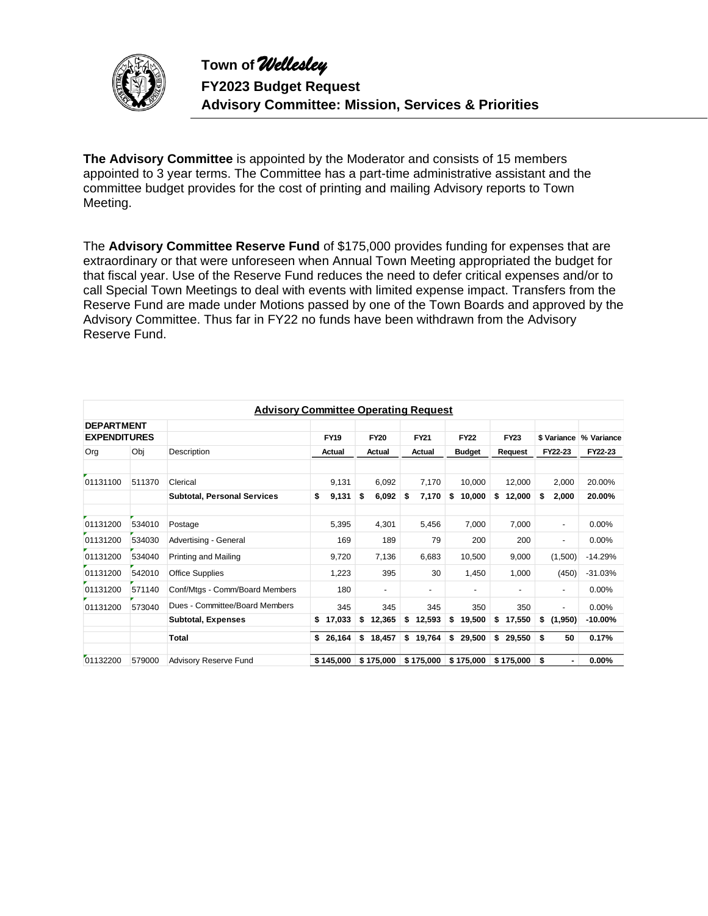# Town of *Wellesley*

## FY2023 Budget Request

## Advisory Committee: Mission, Services & Priorities

**The Advisory Committee** is appointed by the Moderator and consists of 15 members appointed to 3 year terms. The Committee has a part-time administrative assistant and the committee budget provides for the cost of printing and mailing Advisory reports to Town Meeting.

The **Advisory Committee Reserve Fund** of $175,000 provides funding for expenses that are extraordinary or that were unforeseen when Annual Town Meeting appropriated the budget for that fiscal year. Use of the Reserve Fund reduces the need to defer critical expenses and/or to call Special Town Meetings to deal with events with limited expense impact. Transfers from the Reserve Fund are made under Motions passed by one of the Town Boards and approved by the Advisory Committee. Thus far in FY22 no funds have been withdrawn from the Advisory Reserve Fund.

**Advisory Committee Operating Request**

| DEPARTMENT EXPENDITURES | | | FY19 | FY20 | FY21 | FY22 | FY23 | $ Variance | % Variance |
|---|---|---|---|---|---|---|---|---|---|
| Org | Obj | Description | Actual | Actual | Actual | Budget | Request | FY22-23 | FY22-23 |
| 01131100 | 511370 | Clerical | 9,131 | 6,092 | 7,170 | 10,000 | 12,000 | 2,000 | 20.00% |
| | | **Subtotal, Personal Services** | **$ 9,131** | **$ 6,092** | **$ 7,170** | **$ 10,000** | **$ 12,000** | **$ 2,000** | **20.00%** |
| 01131200 | 534010 | Postage | 5,395 | 4,301 | 5,456 | 7,000 | 7,000 | - | 0.00% |
| 01131200 | 534030 | Advertising - General | 169 | 189 | 79 | 200 | 200 | - | 0.00% |
| 01131200 | 534040 | Printing and Mailing | 9,720 | 7,136 | 6,683 | 10,500 | 9,000 | (1,500) | -14.29% |
| 01131200 | 542010 | Office Supplies | 1,223 | 395 | 30 | 1,450 | 1,000 | (450) | -31.03% |
| 01131200 | 571140 | Conf/Mtgs - Comm/Board Members | 180 | - | - | - | - | - | 0.00% |
| 01131200 | 573040 | Dues - Committee/Board Members | 345 | 345 | 345 | 350 | 350 | - | 0.00% |
| | | **Subtotal, Expenses** | **$ 17,033** | **$ 12,365** | **$ 12,593** | **$ 19,500** | **$ 17,550** | **$ (1,950)** | **-10.00%** |
| | | **Total** | **$ 26,164** | **$ 18,457** | **$ 19,764** | **$ 29,500** | **$ 29,550** | **$ 50** | **0.17%** |
| 01132200 | 579000 | Advisory Reserve Fund | **$ 145,000** | **$ 175,000** | **$ 175,000** | **$ 175,000** | **$ 175,000** | **$ -** | **0.00%** |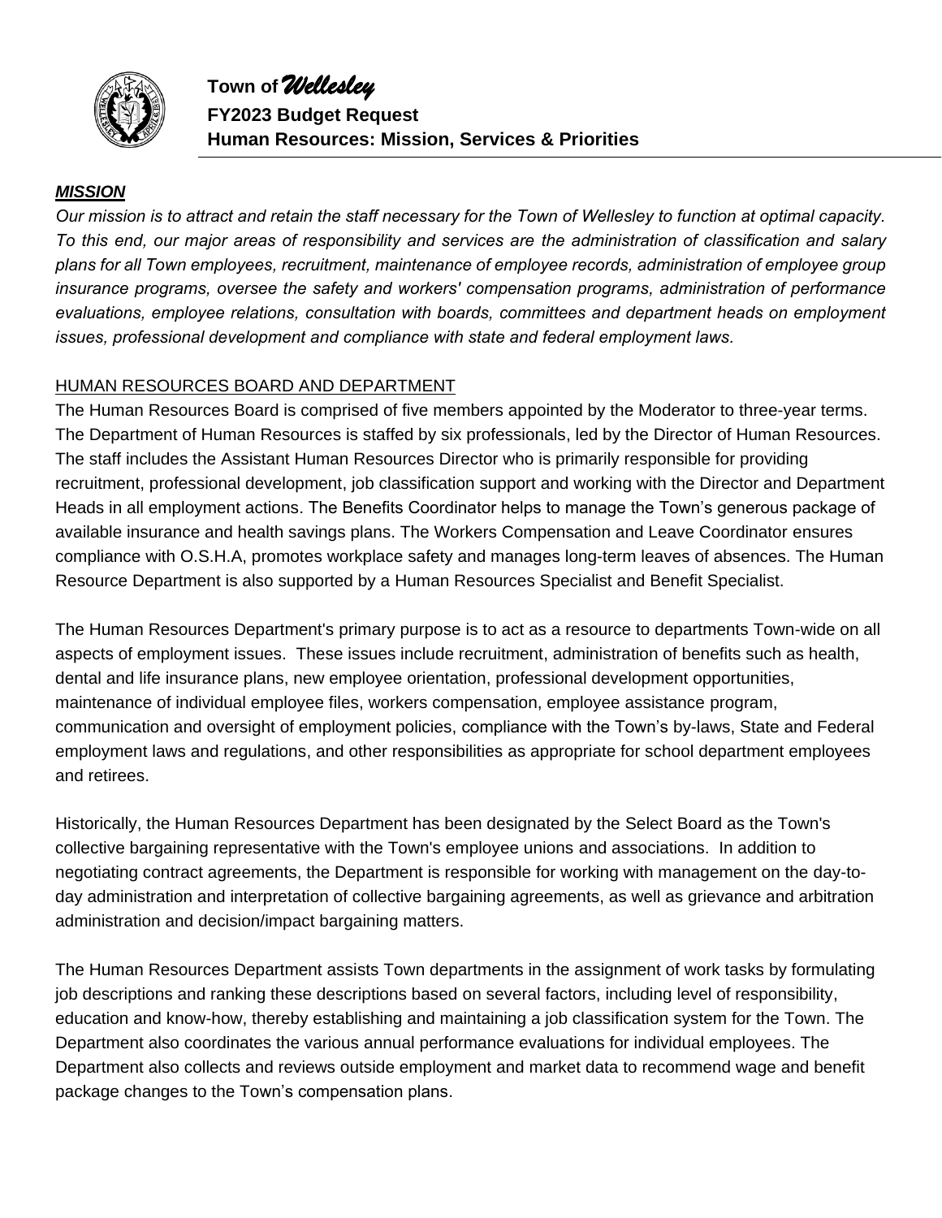# Town of *Wellesley*

## FY2023 Budget Request

## Human Resources: Mission, Services & Priorities

***MISSION***

*Our mission is to attract and retain the staff necessary for the Town of Wellesley to function at optimal capacity. To this end, our major areas of responsibility and services are the administration of classification and salary plans for all Town employees, recruitment, maintenance of employee records, administration of employee group insurance programs, oversee the safety and workers' compensation programs, administration of performance evaluations, employee relations, consultation with boards, committees and department heads on employment issues, professional development and compliance with state and federal employment laws.*

HUMAN RESOURCES BOARD AND DEPARTMENT

The Human Resources Board is comprised of five members appointed by the Moderator to three-year terms. The Department of Human Resources is staffed by six professionals, led by the Director of Human Resources. The staff includes the Assistant Human Resources Director who is primarily responsible for providing recruitment, professional development, job classification support and working with the Director and Department Heads in all employment actions. The Benefits Coordinator helps to manage the Town's generous package of available insurance and health savings plans. The Workers Compensation and Leave Coordinator ensures compliance with O.S.H.A, promotes workplace safety and manages long-term leaves of absences. The Human Resource Department is also supported by a Human Resources Specialist and Benefit Specialist.

The Human Resources Department's primary purpose is to act as a resource to departments Town-wide on all aspects of employment issues. These issues include recruitment, administration of benefits such as health, dental and life insurance plans, new employee orientation, professional development opportunities, maintenance of individual employee files, workers compensation, employee assistance program, communication and oversight of employment policies, compliance with the Town's by-laws, State and Federal employment laws and regulations, and other responsibilities as appropriate for school department employees and retirees.

Historically, the Human Resources Department has been designated by the Select Board as the Town's collective bargaining representative with the Town's employee unions and associations. In addition to negotiating contract agreements, the Department is responsible for working with management on the day-to-day administration and interpretation of collective bargaining agreements, as well as grievance and arbitration administration and decision/impact bargaining matters.

The Human Resources Department assists Town departments in the assignment of work tasks by formulating job descriptions and ranking these descriptions based on several factors, including level of responsibility, education and know-how, thereby establishing and maintaining a job classification system for the Town. The Department also coordinates the various annual performance evaluations for individual employees. The Department also collects and reviews outside employment and market data to recommend wage and benefit package changes to the Town's compensation plans.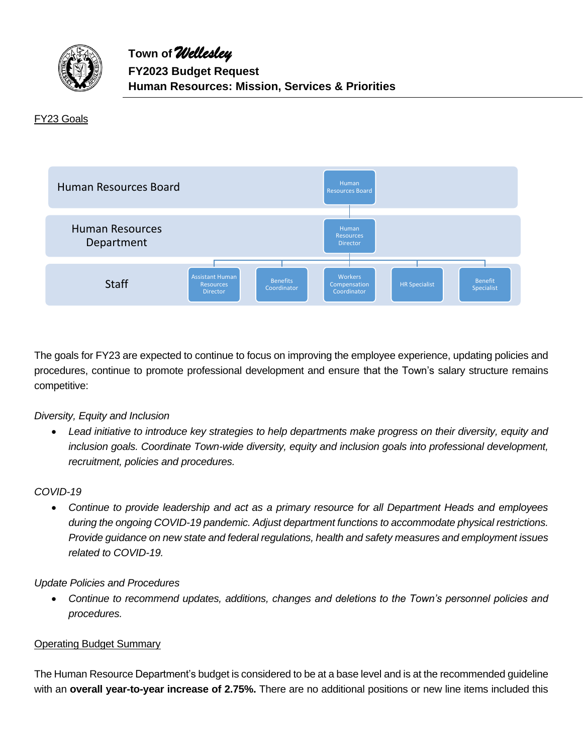# Town of *Wellesley*
## FY2023 Budget Request
## Human Resources: Mission, Services & Priorities

FY23 Goals

Human Resources Board

Human Resources Board

Human Resources Department

Human Resources Director

Staff

Assistant Human Resources Director | Benefits Coordinator | Workers Compensation Coordinator | HR Specialist | Benefit Specialist

The goals for FY23 are expected to continue to focus on improving the employee experience, updating policies and procedures, continue to promote professional development and ensure that the Town's salary structure remains competitive:

*Diversity, Equity and Inclusion*

- *Lead initiative to introduce key strategies to help departments make progress on their diversity, equity and inclusion goals. Coordinate Town-wide diversity, equity and inclusion goals into professional development, recruitment, policies and procedures.*

*COVID-19*

- *Continue to provide leadership and act as a primary resource for all Department Heads and employees during the ongoing COVID-19 pandemic. Adjust department functions to accommodate physical restrictions. Provide guidance on new state and federal regulations, health and safety measures and employment issues related to COVID-19.*

*Update Policies and Procedures*

- *Continue to recommend updates, additions, changes and deletions to the Town's personnel policies and procedures.*

Operating Budget Summary

The Human Resource Department's budget is considered to be at a base level and is at the recommended guideline with an **overall year-to-year increase of 2.75%.** There are no additional positions or new line items included this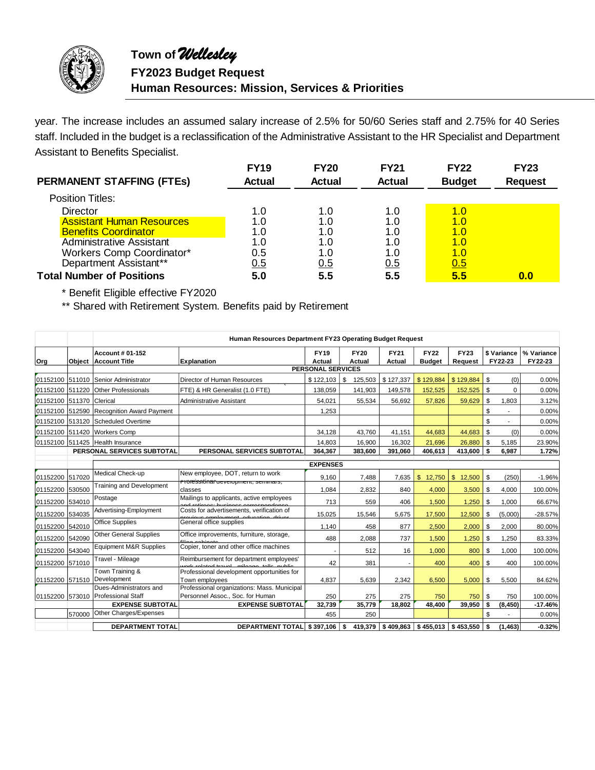# Town of *Wellesley*

## FY2023 Budget Request

## Human Resources: Mission, Services & Priorities

year. The increase includes an assumed salary increase of 2.5% for 50/60 Series staff and 2.75% for 40 Series staff. Included in the budget is a reclassification of the Administrative Assistant to the HR Specialist and Department Assistant to Benefits Specialist.

| PERMANENT STAFFING (FTEs) | FY19 Actual | FY20 Actual | FY21 Actual | FY22 Budget | FY23 Request |
|---|---|---|---|---|---|
| Position Titles: | | | | | |
| Director | 1.0 | 1.0 | 1.0 | 1.0 | |
| Assistant Human Resources | 1.0 | 1.0 | 1.0 | 1.0 | |
| Benefits Coordinator | 1.0 | 1.0 | 1.0 | 1.0 | |
| Administrative Assistant | 1.0 | 1.0 | 1.0 | 1.0 | |
| Workers Comp Coordinator* | 0.5 | 1.0 | 1.0 | 1.0 | |
| Department Assistant** | 0.5 | 0.5 | 0.5 | 0.5 | |
| **Total Number of Positions** | **5.0** | **5.5** | **5.5** | **5.5** | **0.0** |

\* Benefit Eligible effective FY2020

\*\* Shared with Retirement System. Benefits paid by Retirement

**Human Resources Department FY23 Operating Budget Request**

| Org | Object | Account # 01-152 Account Title | Explanation | FY19 Actual | FY20 Actual | FY21 Actual | FY22 Budget | FY23 Request | $ Variance FY22-23 | % Variance FY22-23 |
|---|---|---|---|---|---|---|---|---|---|---|
| | | | **PERSONAL SERVICES** | | | | | | | |
| 01152100 | 511010 | Senior Administrator | Director of Human Resources | $ 122,103 | $ 125,503 | $ 127,337 | $ 129,884 | $ 129,884 | $ (0) | 0.00% |
| 01152100 | 511220 | Other Professionals | FTE) & HR Generalist (1.0 FTE) | 138,059 | 141,903 | 149,578 | 152,525 | 152,525 | $ 0 | 0.00% |
| 01152100 | 511370 | Clerical | Administrative Assistant | 54,021 | 55,534 | 56,692 | 57,826 | 59,629 | $ 1,803 | 3.12% |
| 01152100 | 512590 | Recognition Award Payment | | 1,253 | | | | | $ - | 0.00% |
| 01152100 | 513120 | Scheduled Overtime | | | | | | | $ - | 0.00% |
| 01152100 | 511420 | Workers Comp | | 34,128 | 43,760 | 41,151 | 44,683 | 44,683 | $ (0) | 0.00% |
| 01152100 | 511425 | Health Insurance | | 14,803 | 16,900 | 16,302 | 21,696 | 26,880 | $ 5,185 | 23.90% |
| | | **PERSONAL SERVICES SUBTOTAL** | **PERSONAL SERVICES SUBTOTAL** | **364,367** | **383,600** | **391,060** | **406,613** | **413,600** | **$ 6,987** | **1.72%** |
| | | | **EXPENSES** | | | | | | | |
| 01152200 | 517020 | Medical Check-up | New employee, DOT, return to work | 9,160 | 7,488 | 7,635 | $ 12,750 | $ 12,500 | $ (250) | -1.96% |
| 01152200 | 530500 | Training and Development | Professional development, seminars, classes | 1,084 | 2,832 | 840 | 4,000 | 3,500 | $ 4,000 | 100.00% |
| 01152200 | 534010 | Postage | Mailings to applicants, active employees and retirees; business correspondence | 713 | 559 | 406 | 1,500 | 1,250 | $ 1,000 | 66.67% |
| 01152200 | 534035 | Advertising-Employment | Costs for advertisements, verification of previous employment, education, driver | 15,025 | 15,546 | 5,675 | 17,500 | 12,500 | $ (5,000) | -28.57% |
| 01152200 | 542010 | Office Supplies | General office supplies | 1,140 | 458 | 877 | 2,500 | 2,000 | $ 2,000 | 80.00% |
| 01152200 | 542090 | Other General Supplies | Office improvements, furniture, storage, filing cabinets | 488 | 2,088 | 737 | 1,500 | 1,250 | $ 1,250 | 83.33% |
| 01152200 | 543040 | Equipment M&R Supplies | Copier, toner and other office machines | - | 512 | 16 | 1,000 | 800 | $ 1,000 | 100.00% |
| 01152200 | 571010 | Travel - Mileage | Reimbursement for department employees' work related travel, mileage, tolls, public | 42 | 381 | - | 400 | 400 | $ 400 | 100.00% |
| 01152200 | 571510 | Town Training & Development | Professional development opportunities for Town employees | 4,837 | 5,639 | 2,342 | 6,500 | 5,000 | $ 5,500 | 84.62% |
| 01152200 | 573010 | Dues-Administrators and Professional Staff | Professional organizations: Mass. Municipal Personnel Assoc., Soc. for Human | 250 | 275 | 275 | 750 | 750 | $ 750 | 100.00% |
| | | **EXPENSE SUBTOTAL** | **EXPENSE SUBTOTAL** | **32,739** | **35,779** | **18,802** | **48,400** | **39,950** | **$ (8,450)** | **-17.46%** |
| | 570000 | Other Charges/Expenses | | 455 | 250 | | | | $ - | 0.00% |
| | | **DEPARTMENT TOTAL** | **DEPARTMENT TOTAL** | **$ 397,106** | **$ 419,379** | **$ 409,863** | **$ 455,013** | **$ 453,550** | **$ (1,463)** | **-0.32%** |